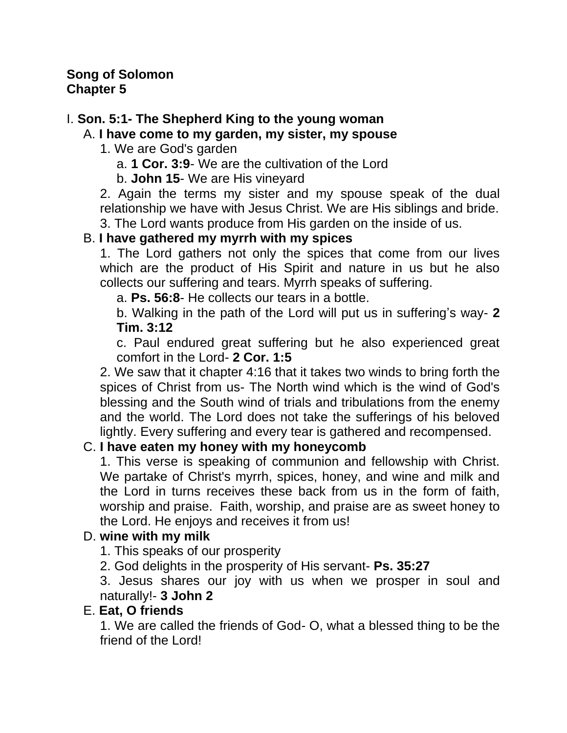**Song of Solomon**
**Chapter 5**

I. **Son. 5:1- The Shepherd King to the young woman**

A. **I have come to my garden, my sister, my spouse**

1. We are God's garden
   a. **1 Cor. 3:9**- We are the cultivation of the Lord
   b. **John 15**- We are His vineyard
2. Again the terms my sister and my spouse speak of the dual relationship we have with Jesus Christ. We are His siblings and bride.
3. The Lord wants produce from His garden on the inside of us.

B. **I have gathered my myrrh with my spices**

1. The Lord gathers not only the spices that come from our lives which are the product of His Spirit and nature in us but he also collects our suffering and tears. Myrrh speaks of suffering.
   a. **Ps. 56:8**- He collects our tears in a bottle.
   b. Walking in the path of the Lord will put us in suffering's way- **2 Tim. 3:12**
   c. Paul endured great suffering but he also experienced great comfort in the Lord- **2 Cor. 1:5**
2. We saw that it chapter 4:16 that it takes two winds to bring forth the spices of Christ from us- The North wind which is the wind of God's blessing and the South wind of trials and tribulations from the enemy and the world. The Lord does not take the sufferings of his beloved lightly. Every suffering and every tear is gathered and recompensed.

C. **I have eaten my honey with my honeycomb**

1. This verse is speaking of communion and fellowship with Christ. We partake of Christ's myrrh, spices, honey, and wine and milk and the Lord in turns receives these back from us in the form of faith, worship and praise. Faith, worship, and praise are as sweet honey to the Lord. He enjoys and receives it from us!

D. **wine with my milk**

1. This speaks of our prosperity
2. God delights in the prosperity of His servant- **Ps. 35:27**
3. Jesus shares our joy with us when we prosper in soul and naturally!- **3 John 2**

E. **Eat, O friends**

1. We are called the friends of God- O, what a blessed thing to be the friend of the Lord!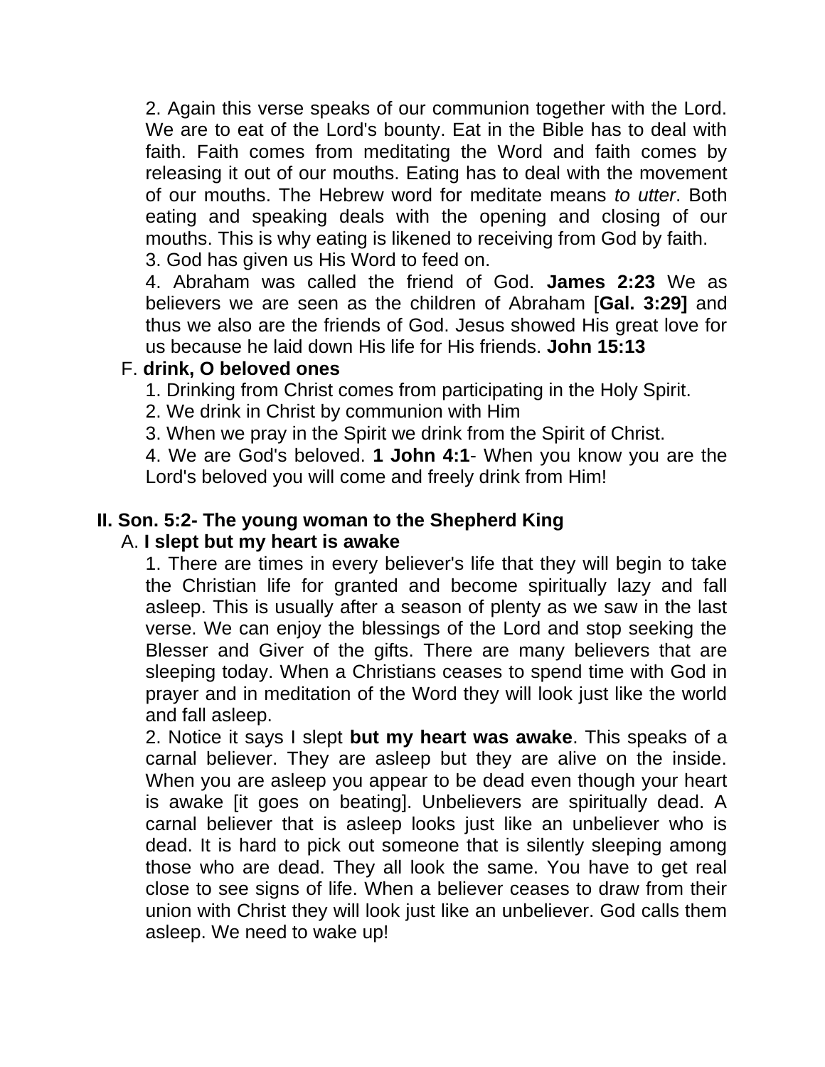2. Again this verse speaks of our communion together with the Lord. We are to eat of the Lord's bounty. Eat in the Bible has to deal with faith. Faith comes from meditating the Word and faith comes by releasing it out of our mouths. Eating has to deal with the movement of our mouths. The Hebrew word for meditate means *to utter*. Both eating and speaking deals with the opening and closing of our mouths. This is why eating is likened to receiving from God by faith.

3. God has given us His Word to feed on.

4. Abraham was called the friend of God. **James 2:23** We as believers we are seen as the children of Abraham [**Gal. 3:29]** and thus we also are the friends of God. Jesus showed His great love for us because he laid down His life for His friends. **John 15:13**

F. **drink, O beloved ones**

1. Drinking from Christ comes from participating in the Holy Spirit.
2. We drink in Christ by communion with Him
3. When we pray in the Spirit we drink from the Spirit of Christ.
4. We are God's beloved. **1 John 4:1**- When you know you are the Lord's beloved you will come and freely drink from Him!

## II. Son. 5:2- The young woman to the Shepherd King

A. **I slept but my heart is awake**

1. There are times in every believer's life that they will begin to take the Christian life for granted and become spiritually lazy and fall asleep. This is usually after a season of plenty as we saw in the last verse. We can enjoy the blessings of the Lord and stop seeking the Blesser and Giver of the gifts. There are many believers that are sleeping today. When a Christians ceases to spend time with God in prayer and in meditation of the Word they will look just like the world and fall asleep.

2. Notice it says I slept **but my heart was awake**. This speaks of a carnal believer. They are asleep but they are alive on the inside. When you are asleep you appear to be dead even though your heart is awake [it goes on beating]. Unbelievers are spiritually dead. A carnal believer that is asleep looks just like an unbeliever who is dead. It is hard to pick out someone that is silently sleeping among those who are dead. They all look the same. You have to get real close to see signs of life. When a believer ceases to draw from their union with Christ they will look just like an unbeliever. God calls them asleep. We need to wake up!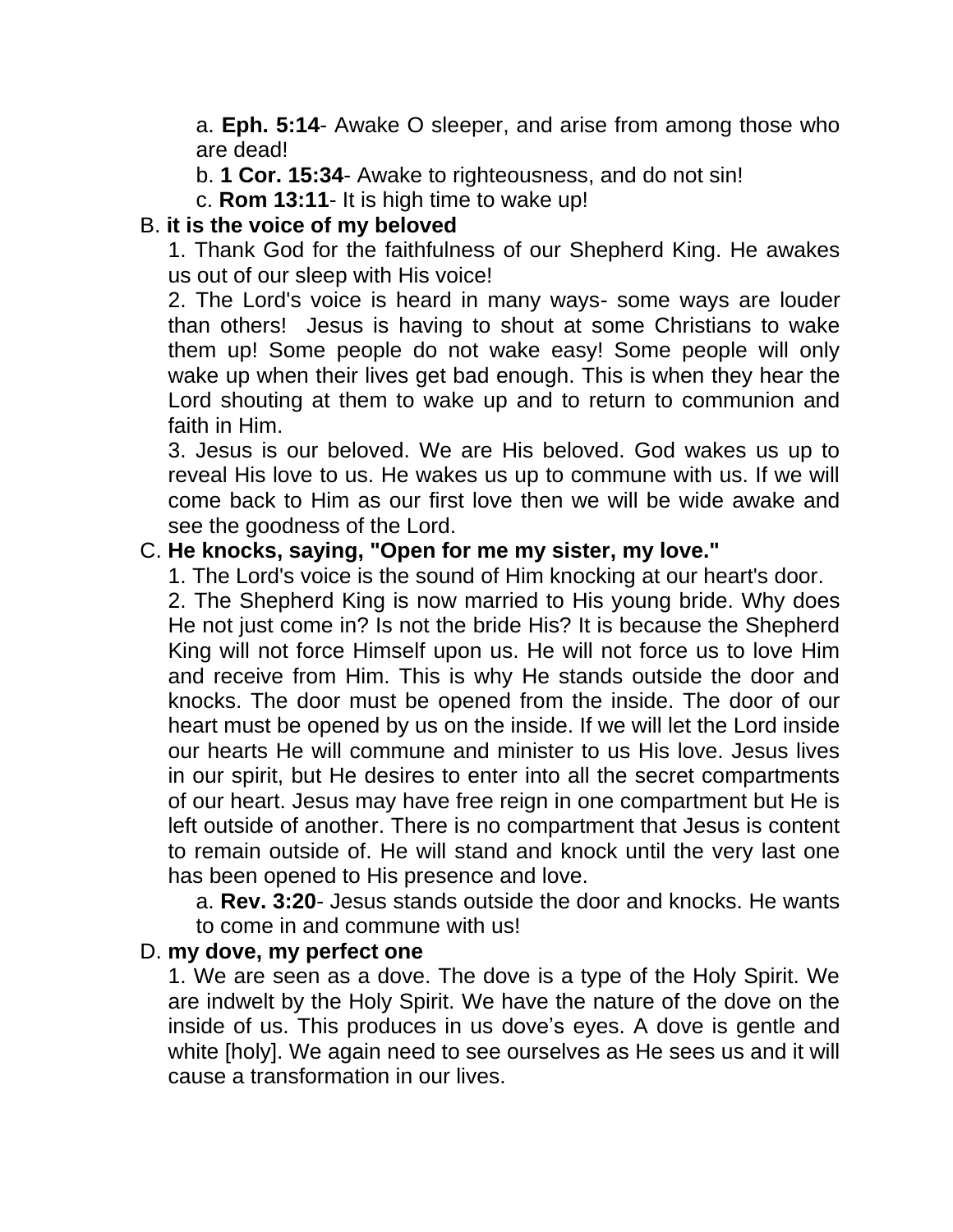a. **Eph. 5:14**- Awake O sleeper, and arise from among those who are dead!

b. **1 Cor. 15:34**- Awake to righteousness, and do not sin!

c. **Rom 13:11**- It is high time to wake up!

B. **it is the voice of my beloved**

1. Thank God for the faithfulness of our Shepherd King. He awakes us out of our sleep with His voice!

2. The Lord's voice is heard in many ways- some ways are louder than others! Jesus is having to shout at some Christians to wake them up! Some people do not wake easy! Some people will only wake up when their lives get bad enough. This is when they hear the Lord shouting at them to wake up and to return to communion and faith in Him.

3. Jesus is our beloved. We are His beloved. God wakes us up to reveal His love to us. He wakes us up to commune with us. If we will come back to Him as our first love then we will be wide awake and see the goodness of the Lord.

C. **He knocks, saying, "Open for me my sister, my love."**

1. The Lord's voice is the sound of Him knocking at our heart's door.

2. The Shepherd King is now married to His young bride. Why does He not just come in? Is not the bride His? It is because the Shepherd King will not force Himself upon us. He will not force us to love Him and receive from Him. This is why He stands outside the door and knocks. The door must be opened from the inside. The door of our heart must be opened by us on the inside. If we will let the Lord inside our hearts He will commune and minister to us His love. Jesus lives in our spirit, but He desires to enter into all the secret compartments of our heart. Jesus may have free reign in one compartment but He is left outside of another. There is no compartment that Jesus is content to remain outside of. He will stand and knock until the very last one has been opened to His presence and love.

a. **Rev. 3:20**- Jesus stands outside the door and knocks. He wants to come in and commune with us!

D. **my dove, my perfect one**

1. We are seen as a dove. The dove is a type of the Holy Spirit. We are indwelt by the Holy Spirit. We have the nature of the dove on the inside of us. This produces in us dove's eyes. A dove is gentle and white [holy]. We again need to see ourselves as He sees us and it will cause a transformation in our lives.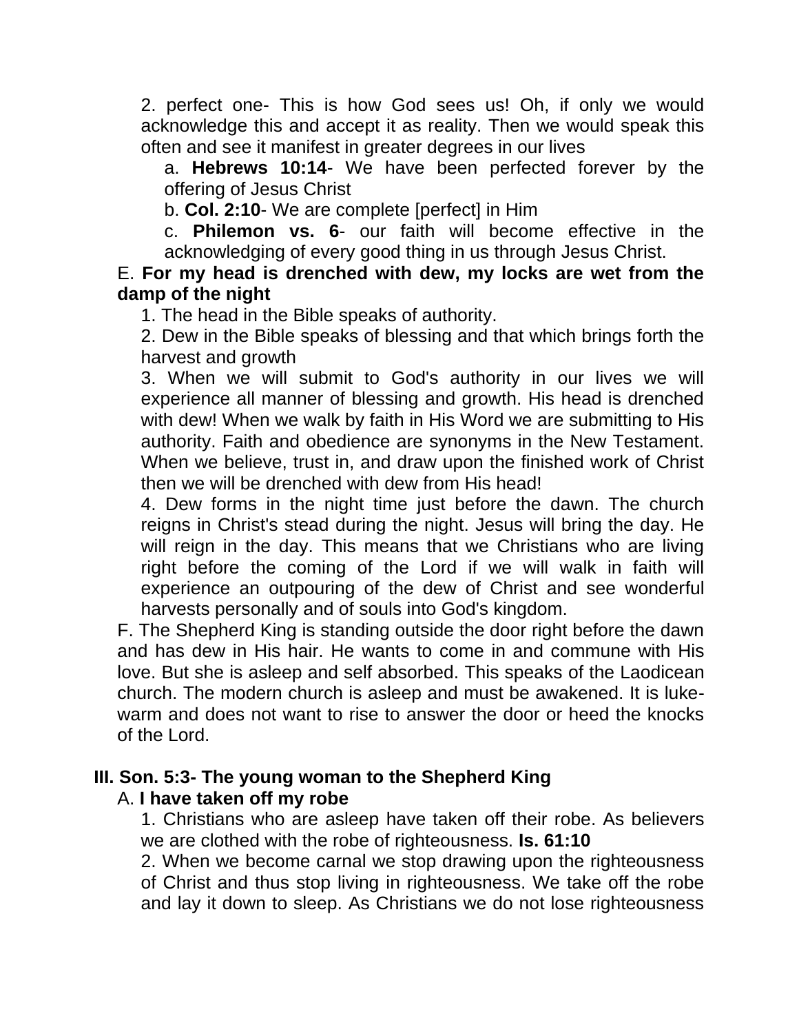2. perfect one- This is how God sees us! Oh, if only we would acknowledge this and accept it as reality. Then we would speak this often and see it manifest in greater degrees in our lives

a. **Hebrews 10:14**- We have been perfected forever by the offering of Jesus Christ

b. **Col. 2:10**- We are complete [perfect] in Him

c. **Philemon vs. 6**- our faith will become effective in the acknowledging of every good thing in us through Jesus Christ.

E. **For my head is drenched with dew, my locks are wet from the damp of the night**

1. The head in the Bible speaks of authority.

2. Dew in the Bible speaks of blessing and that which brings forth the harvest and growth

3. When we will submit to God's authority in our lives we will experience all manner of blessing and growth. His head is drenched with dew! When we walk by faith in His Word we are submitting to His authority. Faith and obedience are synonyms in the New Testament. When we believe, trust in, and draw upon the finished work of Christ then we will be drenched with dew from His head!

4. Dew forms in the night time just before the dawn. The church reigns in Christ's stead during the night. Jesus will bring the day. He will reign in the day. This means that we Christians who are living right before the coming of the Lord if we will walk in faith will experience an outpouring of the dew of Christ and see wonderful harvests personally and of souls into God's kingdom.

F. The Shepherd King is standing outside the door right before the dawn and has dew in His hair. He wants to come in and commune with His love. But she is asleep and self absorbed. This speaks of the Laodicean church. The modern church is asleep and must be awakened. It is luke-warm and does not want to rise to answer the door or heed the knocks of the Lord.

## III. Son. 5:3- The young woman to the Shepherd King

A. **I have taken off my robe**

1. Christians who are asleep have taken off their robe. As believers we are clothed with the robe of righteousness. **Is. 61:10**

2. When we become carnal we stop drawing upon the righteousness of Christ and thus stop living in righteousness. We take off the robe and lay it down to sleep. As Christians we do not lose righteousness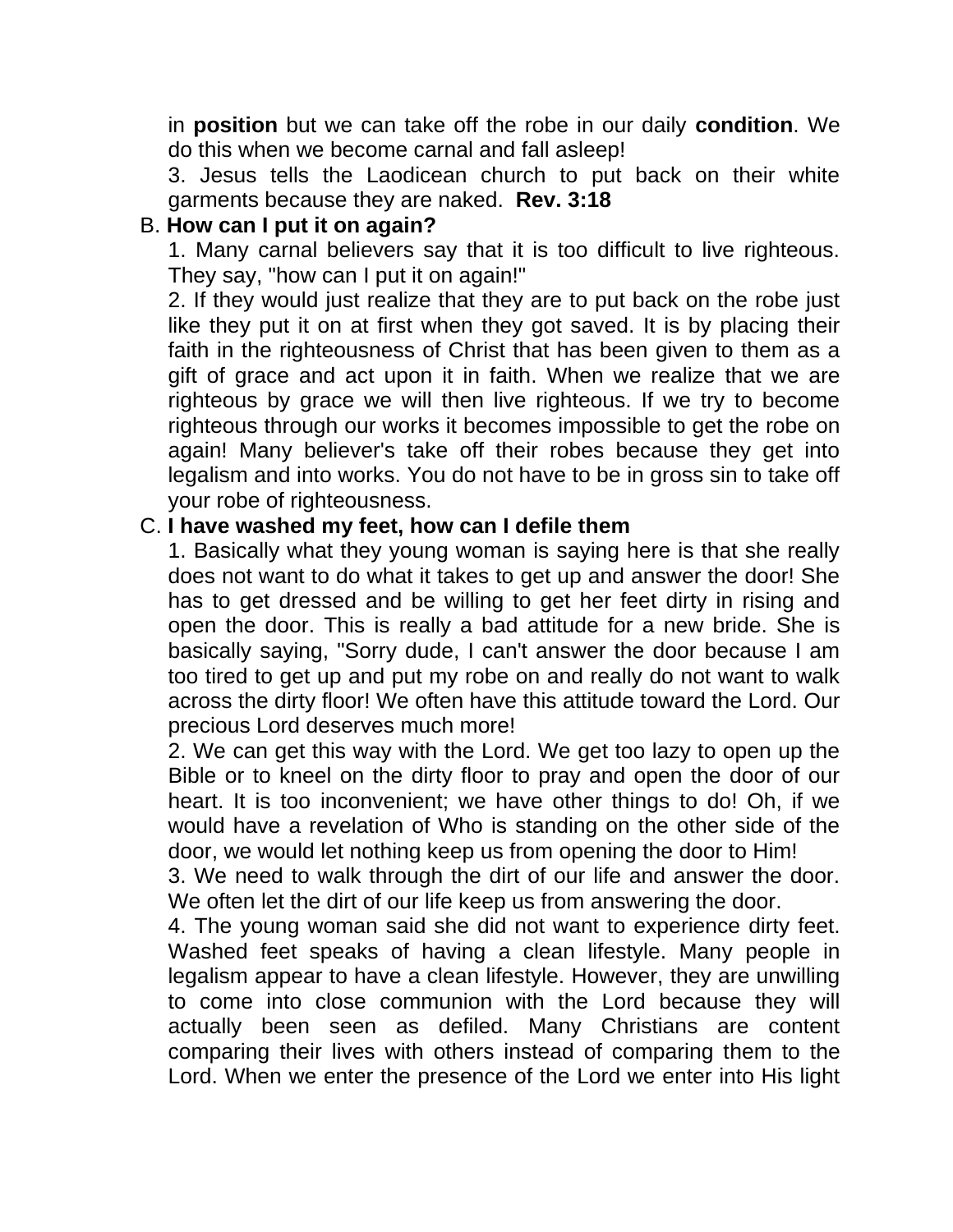in **position** but we can take off the robe in our daily **condition**. We do this when we become carnal and fall asleep!

3. Jesus tells the Laodicean church to put back on their white garments because they are naked. **Rev. 3:18**

B. **How can I put it on again?**

1. Many carnal believers say that it is too difficult to live righteous. They say, "how can I put it on again!"

2. If they would just realize that they are to put back on the robe just like they put it on at first when they got saved. It is by placing their faith in the righteousness of Christ that has been given to them as a gift of grace and act upon it in faith. When we realize that we are righteous by grace we will then live righteous. If we try to become righteous through our works it becomes impossible to get the robe on again! Many believer's take off their robes because they get into legalism and into works. You do not have to be in gross sin to take off your robe of righteousness.

C. **I have washed my feet, how can I defile them**

1. Basically what they young woman is saying here is that she really does not want to do what it takes to get up and answer the door! She has to get dressed and be willing to get her feet dirty in rising and open the door. This is really a bad attitude for a new bride. She is basically saying, "Sorry dude, I can't answer the door because I am too tired to get up and put my robe on and really do not want to walk across the dirty floor! We often have this attitude toward the Lord. Our precious Lord deserves much more!

2. We can get this way with the Lord. We get too lazy to open up the Bible or to kneel on the dirty floor to pray and open the door of our heart. It is too inconvenient; we have other things to do! Oh, if we would have a revelation of Who is standing on the other side of the door, we would let nothing keep us from opening the door to Him!

3. We need to walk through the dirt of our life and answer the door. We often let the dirt of our life keep us from answering the door.

4. The young woman said she did not want to experience dirty feet. Washed feet speaks of having a clean lifestyle. Many people in legalism appear to have a clean lifestyle. However, they are unwilling to come into close communion with the Lord because they will actually been seen as defiled. Many Christians are content comparing their lives with others instead of comparing them to the Lord. When we enter the presence of the Lord we enter into His light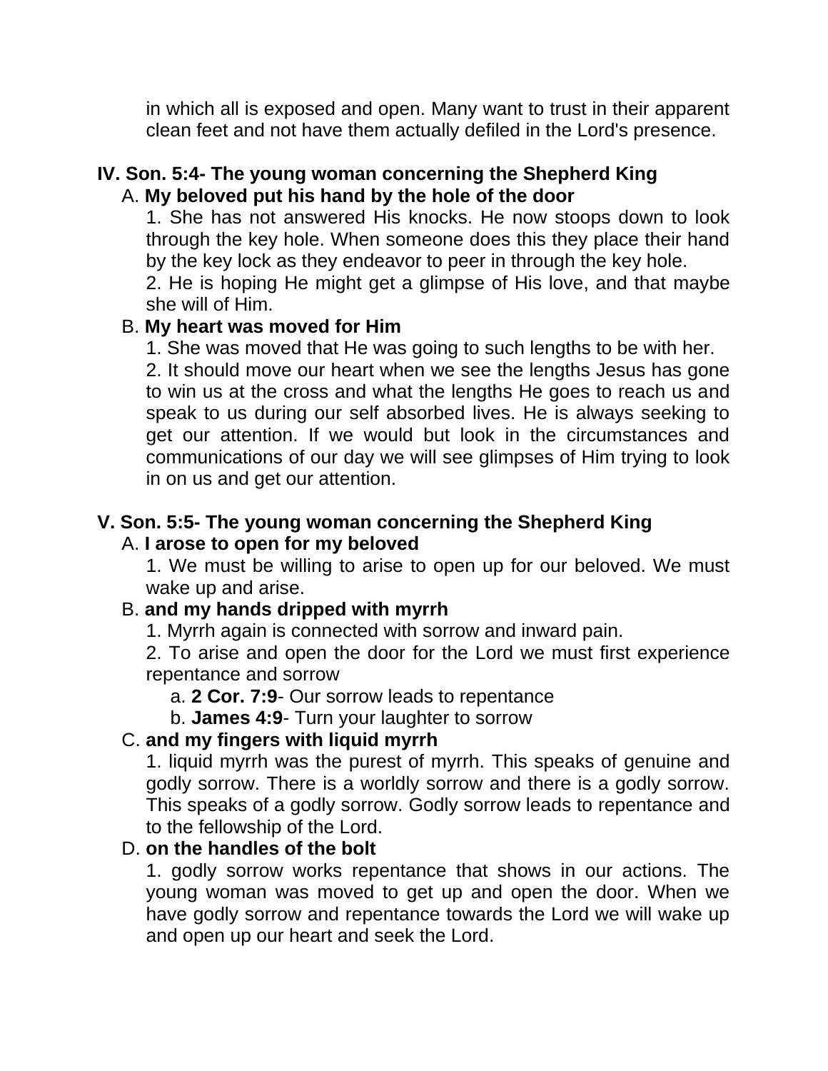in which all is exposed and open. Many want to trust in their apparent clean feet and not have them actually defiled in the Lord's presence.

## IV. Son. 5:4- The young woman concerning the Shepherd King

A. **My beloved put his hand by the hole of the door**

1. She has not answered His knocks. He now stoops down to look through the key hole. When someone does this they place their hand by the key lock as they endeavor to peer in through the key hole.
2. He is hoping He might get a glimpse of His love, and that maybe she will of Him.

B. **My heart was moved for Him**

1. She was moved that He was going to such lengths to be with her.
2. It should move our heart when we see the lengths Jesus has gone to win us at the cross and what the lengths He goes to reach us and speak to us during our self absorbed lives. He is always seeking to get our attention. If we would but look in the circumstances and communications of our day we will see glimpses of Him trying to look in on us and get our attention.

## V. Son. 5:5- The young woman concerning the Shepherd King

A. **I arose to open for my beloved**

1. We must be willing to arise to open up for our beloved. We must wake up and arise.

B. **and my hands dripped with myrrh**

1. Myrrh again is connected with sorrow and inward pain.
2. To arise and open the door for the Lord we must first experience repentance and sorrow
   a. **2 Cor. 7:9**- Our sorrow leads to repentance
   b. **James 4:9**- Turn your laughter to sorrow

C. **and my fingers with liquid myrrh**

1. liquid myrrh was the purest of myrrh. This speaks of genuine and godly sorrow. There is a worldly sorrow and there is a godly sorrow. This speaks of a godly sorrow. Godly sorrow leads to repentance and to the fellowship of the Lord.

D. **on the handles of the bolt**

1. godly sorrow works repentance that shows in our actions. The young woman was moved to get up and open the door. When we have godly sorrow and repentance towards the Lord we will wake up and open up our heart and seek the Lord.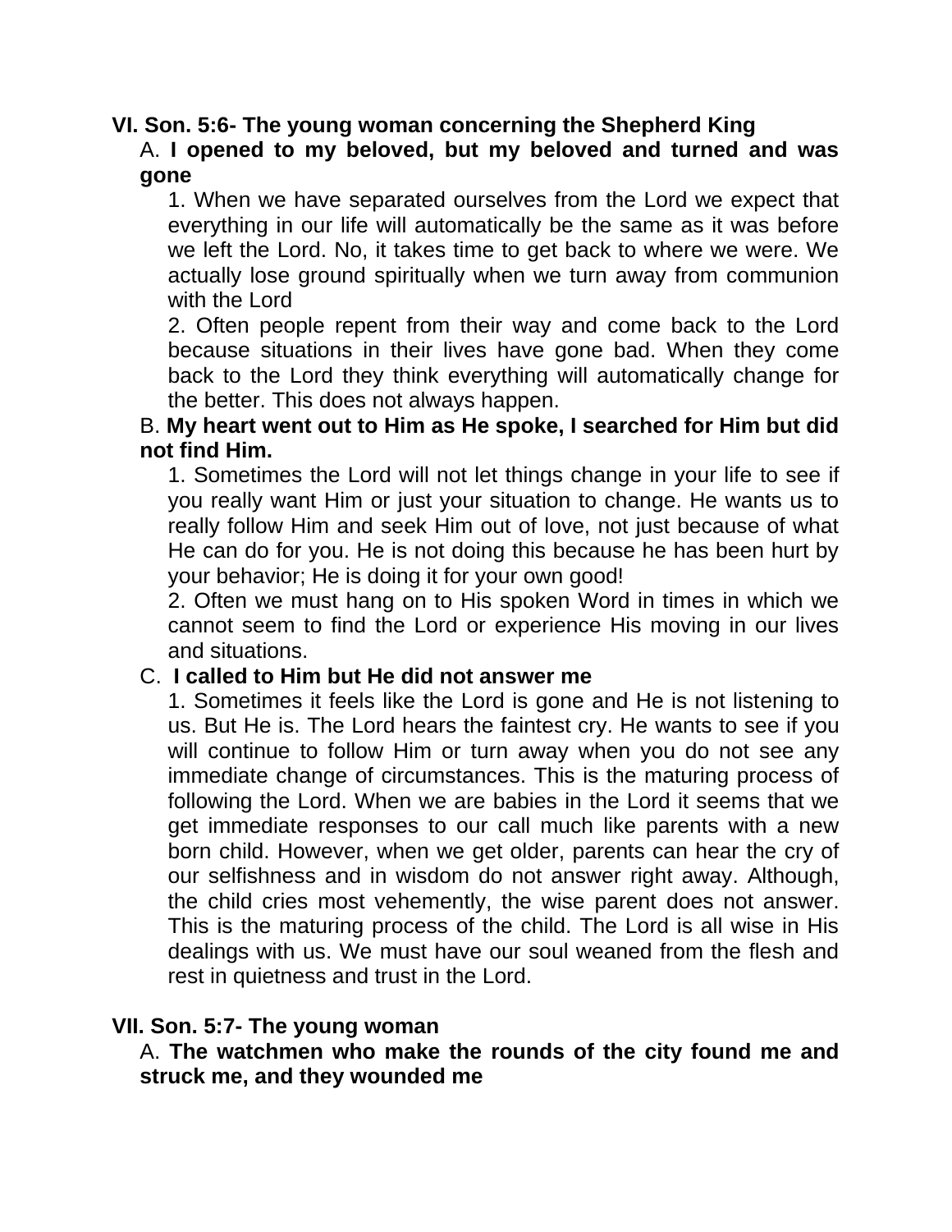**VI. Son. 5:6- The young woman concerning the Shepherd King**

A. **I opened to my beloved, but my beloved and turned and was gone**

1. When we have separated ourselves from the Lord we expect that everything in our life will automatically be the same as it was before we left the Lord. No, it takes time to get back to where we were. We actually lose ground spiritually when we turn away from communion with the Lord

2. Often people repent from their way and come back to the Lord because situations in their lives have gone bad. When they come back to the Lord they think everything will automatically change for the better. This does not always happen.

B. **My heart went out to Him as He spoke, I searched for Him but did not find Him.**

1. Sometimes the Lord will not let things change in your life to see if you really want Him or just your situation to change. He wants us to really follow Him and seek Him out of love, not just because of what He can do for you. He is not doing this because he has been hurt by your behavior; He is doing it for your own good!

2. Often we must hang on to His spoken Word in times in which we cannot seem to find the Lord or experience His moving in our lives and situations.

C. **I called to Him but He did not answer me**

1. Sometimes it feels like the Lord is gone and He is not listening to us. But He is. The Lord hears the faintest cry. He wants to see if you will continue to follow Him or turn away when you do not see any immediate change of circumstances. This is the maturing process of following the Lord. When we are babies in the Lord it seems that we get immediate responses to our call much like parents with a new born child. However, when we get older, parents can hear the cry of our selfishness and in wisdom do not answer right away. Although, the child cries most vehemently, the wise parent does not answer. This is the maturing process of the child. The Lord is all wise in His dealings with us. We must have our soul weaned from the flesh and rest in quietness and trust in the Lord.

**VII. Son. 5:7- The young woman**

A. **The watchmen who make the rounds of the city found me and struck me, and they wounded me**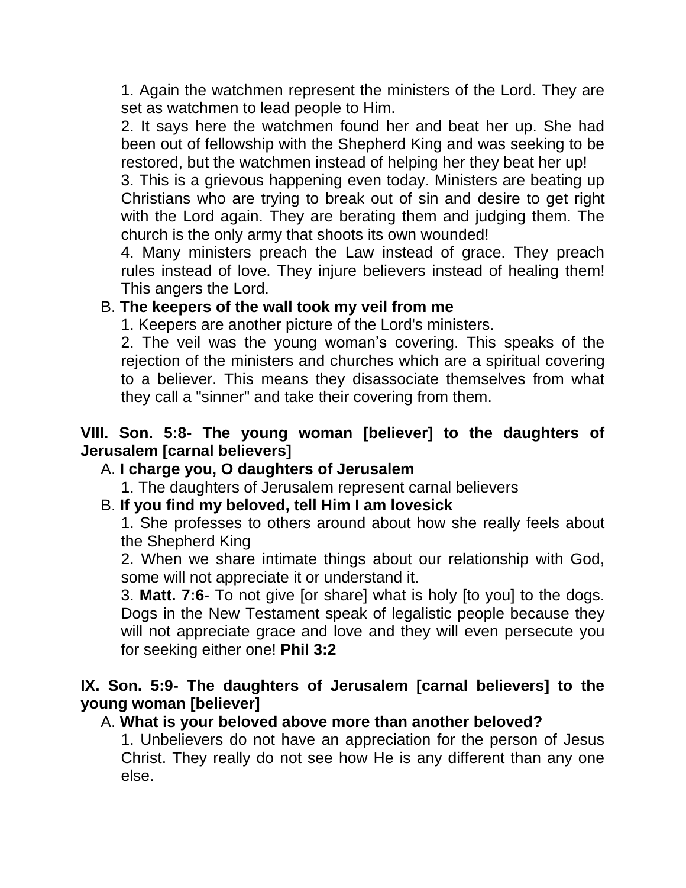1. Again the watchmen represent the ministers of the Lord. They are set as watchmen to lead people to Him.

2. It says here the watchmen found her and beat her up. She had been out of fellowship with the Shepherd King and was seeking to be restored, but the watchmen instead of helping her they beat her up!

3. This is a grievous happening even today. Ministers are beating up Christians who are trying to break out of sin and desire to get right with the Lord again. They are berating them and judging them. The church is the only army that shoots its own wounded!

4. Many ministers preach the Law instead of grace. They preach rules instead of love. They injure believers instead of healing them! This angers the Lord.

B. **The keepers of the wall took my veil from me**

1. Keepers are another picture of the Lord's ministers.

2. The veil was the young woman's covering. This speaks of the rejection of the ministers and churches which are a spiritual covering to a believer. This means they disassociate themselves from what they call a "sinner" and take their covering from them.

**VIII. Son. 5:8- The young woman [believer] to the daughters of Jerusalem [carnal believers]**

A. **I charge you, O daughters of Jerusalem**

1. The daughters of Jerusalem represent carnal believers

B. **If you find my beloved, tell Him I am lovesick**

1. She professes to others around about how she really feels about the Shepherd King

2. When we share intimate things about our relationship with God, some will not appreciate it or understand it.

3. **Matt. 7:6**- To not give [or share] what is holy [to you] to the dogs. Dogs in the New Testament speak of legalistic people because they will not appreciate grace and love and they will even persecute you for seeking either one! **Phil 3:2**

**IX. Son. 5:9- The daughters of Jerusalem [carnal believers] to the young woman [believer]**

A. **What is your beloved above more than another beloved?**

1. Unbelievers do not have an appreciation for the person of Jesus Christ. They really do not see how He is any different than any one else.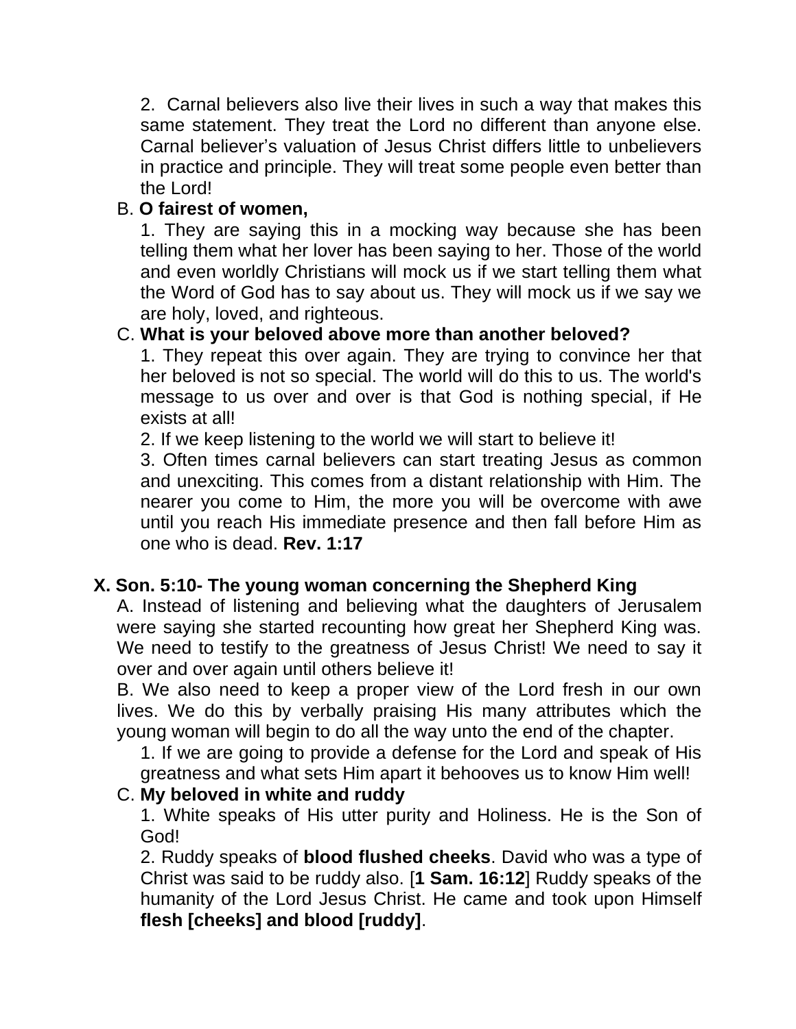2. Carnal believers also live their lives in such a way that makes this same statement. They treat the Lord no different than anyone else. Carnal believer's valuation of Jesus Christ differs little to unbelievers in practice and principle. They will treat some people even better than the Lord!

B. **O fairest of women,**

1. They are saying this in a mocking way because she has been telling them what her lover has been saying to her. Those of the world and even worldly Christians will mock us if we start telling them what the Word of God has to say about us. They will mock us if we say we are holy, loved, and righteous.

C. **What is your beloved above more than another beloved?**

1. They repeat this over again. They are trying to convince her that her beloved is not so special. The world will do this to us. The world's message to us over and over is that God is nothing special, if He exists at all!

2. If we keep listening to the world we will start to believe it!

3. Often times carnal believers can start treating Jesus as common and unexciting. This comes from a distant relationship with Him. The nearer you come to Him, the more you will be overcome with awe until you reach His immediate presence and then fall before Him as one who is dead. **Rev. 1:17**

## X. Son. 5:10- The young woman concerning the Shepherd King

A. Instead of listening and believing what the daughters of Jerusalem were saying she started recounting how great her Shepherd King was. We need to testify to the greatness of Jesus Christ! We need to say it over and over again until others believe it!

B. We also need to keep a proper view of the Lord fresh in our own lives. We do this by verbally praising His many attributes which the young woman will begin to do all the way unto the end of the chapter.

1. If we are going to provide a defense for the Lord and speak of His greatness and what sets Him apart it behooves us to know Him well!

C. **My beloved in white and ruddy**

1. White speaks of His utter purity and Holiness. He is the Son of God!

2. Ruddy speaks of **blood flushed cheeks**. David who was a type of Christ was said to be ruddy also. [**1 Sam. 16:12**] Ruddy speaks of the humanity of the Lord Jesus Christ. He came and took upon Himself **flesh [cheeks] and blood [ruddy]**.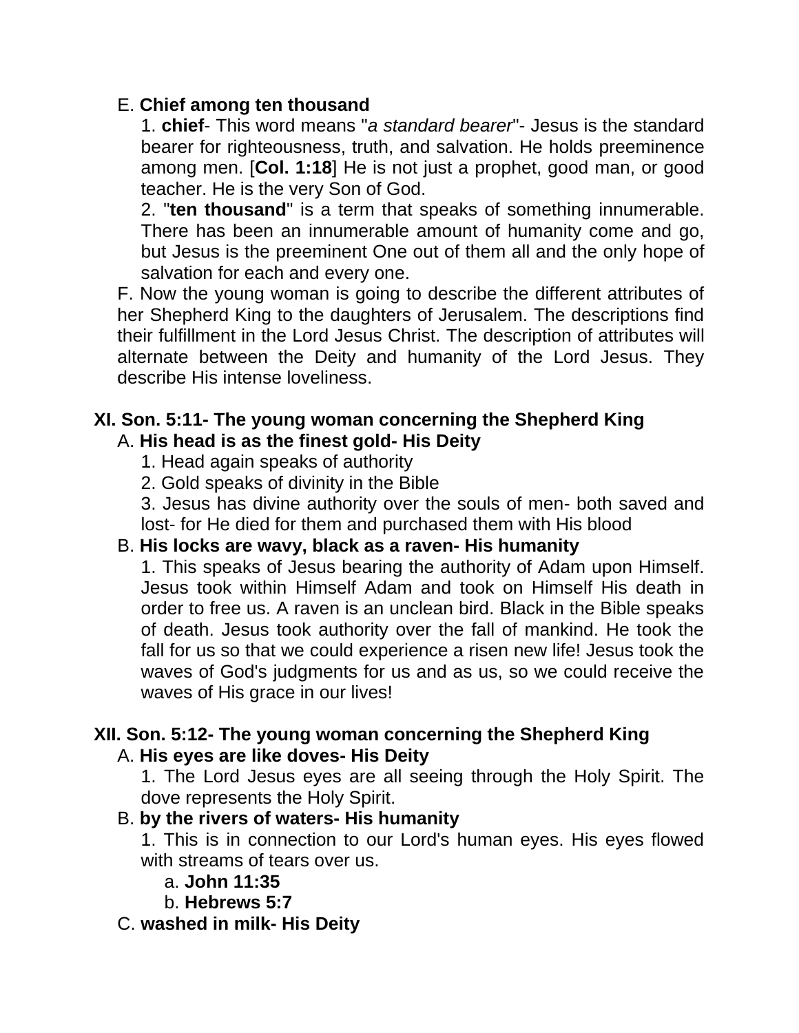E. **Chief among ten thousand**

1. **chief**- This word means "*a standard bearer*"- Jesus is the standard bearer for righteousness, truth, and salvation. He holds preeminence among men. [**Col. 1:18**] He is not just a prophet, good man, or good teacher. He is the very Son of God.

2. "**ten thousand**" is a term that speaks of something innumerable. There has been an innumerable amount of humanity come and go, but Jesus is the preeminent One out of them all and the only hope of salvation for each and every one.

F. Now the young woman is going to describe the different attributes of her Shepherd King to the daughters of Jerusalem. The descriptions find their fulfillment in the Lord Jesus Christ. The description of attributes will alternate between the Deity and humanity of the Lord Jesus. They describe His intense loveliness.

## XI. Son. 5:11- The young woman concerning the Shepherd King

A. **His head is as the finest gold- His Deity**

1. Head again speaks of authority
2. Gold speaks of divinity in the Bible
3. Jesus has divine authority over the souls of men- both saved and lost- for He died for them and purchased them with His blood

B. **His locks are wavy, black as a raven- His humanity**

1. This speaks of Jesus bearing the authority of Adam upon Himself. Jesus took within Himself Adam and took on Himself His death in order to free us. A raven is an unclean bird. Black in the Bible speaks of death. Jesus took authority over the fall of mankind. He took the fall for us so that we could experience a risen new life! Jesus took the waves of God's judgments for us and as us, so we could receive the waves of His grace in our lives!

## XII. Son. 5:12- The young woman concerning the Shepherd King

A. **His eyes are like doves- His Deity**

1. The Lord Jesus eyes are all seeing through the Holy Spirit. The dove represents the Holy Spirit.

B. **by the rivers of waters- His humanity**

1. This is in connection to our Lord's human eyes. His eyes flowed with streams of tears over us.
   a. **John 11:35**
   b. **Hebrews 5:7**

C. **washed in milk- His Deity**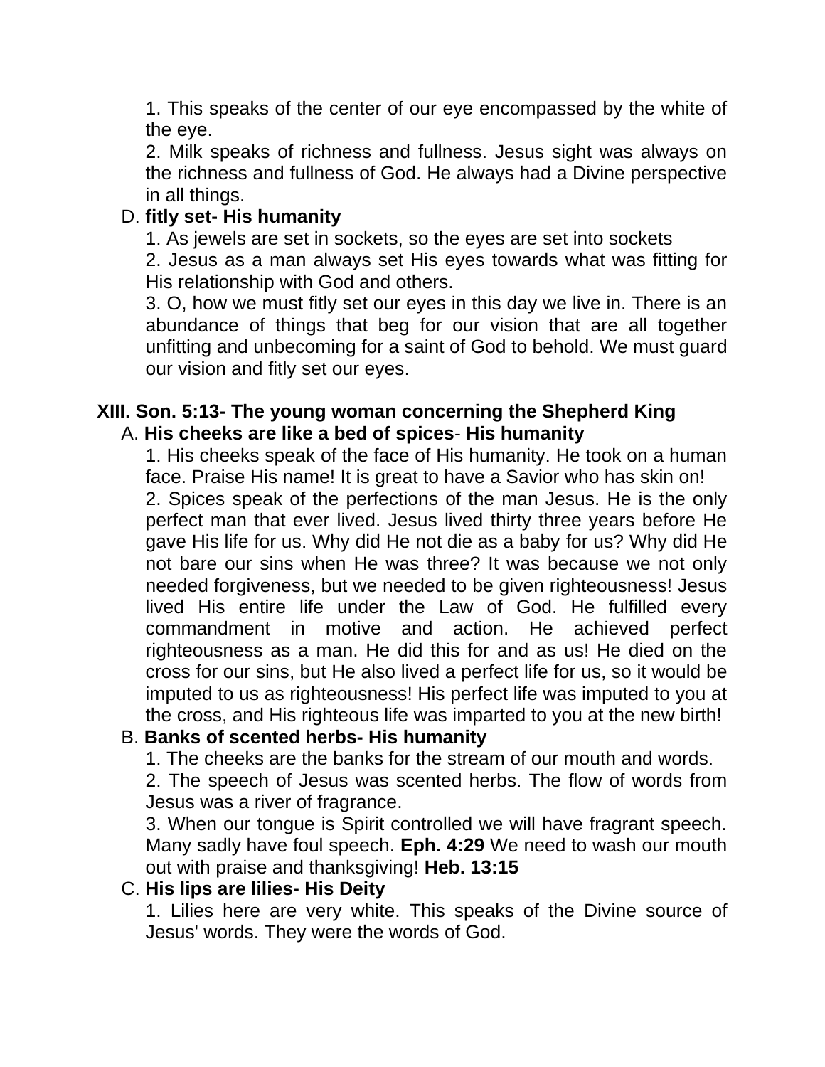1. This speaks of the center of our eye encompassed by the white of the eye.
2. Milk speaks of richness and fullness. Jesus sight was always on the richness and fullness of God. He always had a Divine perspective in all things.

D. **fitly set- His humanity**

1. As jewels are set in sockets, so the eyes are set into sockets
2. Jesus as a man always set His eyes towards what was fitting for His relationship with God and others.
3. O, how we must fitly set our eyes in this day we live in. There is an abundance of things that beg for our vision that are all together unfitting and unbecoming for a saint of God to behold. We must guard our vision and fitly set our eyes.

## XIII. Son. 5:13- The young woman concerning the Shepherd King

A. **His cheeks are like a bed of spices**- **His humanity**

1. His cheeks speak of the face of His humanity. He took on a human face. Praise His name! It is great to have a Savior who has skin on!
2. Spices speak of the perfections of the man Jesus. He is the only perfect man that ever lived. Jesus lived thirty three years before He gave His life for us. Why did He not die as a baby for us? Why did He not bare our sins when He was three? It was because we not only needed forgiveness, but we needed to be given righteousness! Jesus lived His entire life under the Law of God. He fulfilled every commandment in motive and action. He achieved perfect righteousness as a man. He did this for and as us! He died on the cross for our sins, but He also lived a perfect life for us, so it would be imputed to us as righteousness! His perfect life was imputed to you at the cross, and His righteous life was imparted to you at the new birth!

B. **Banks of scented herbs- His humanity**

1. The cheeks are the banks for the stream of our mouth and words.
2. The speech of Jesus was scented herbs. The flow of words from Jesus was a river of fragrance.
3. When our tongue is Spirit controlled we will have fragrant speech. Many sadly have foul speech. **Eph. 4:29** We need to wash our mouth out with praise and thanksgiving! **Heb. 13:15**

C. **His lips are lilies- His Deity**

1. Lilies here are very white. This speaks of the Divine source of Jesus' words. They were the words of God.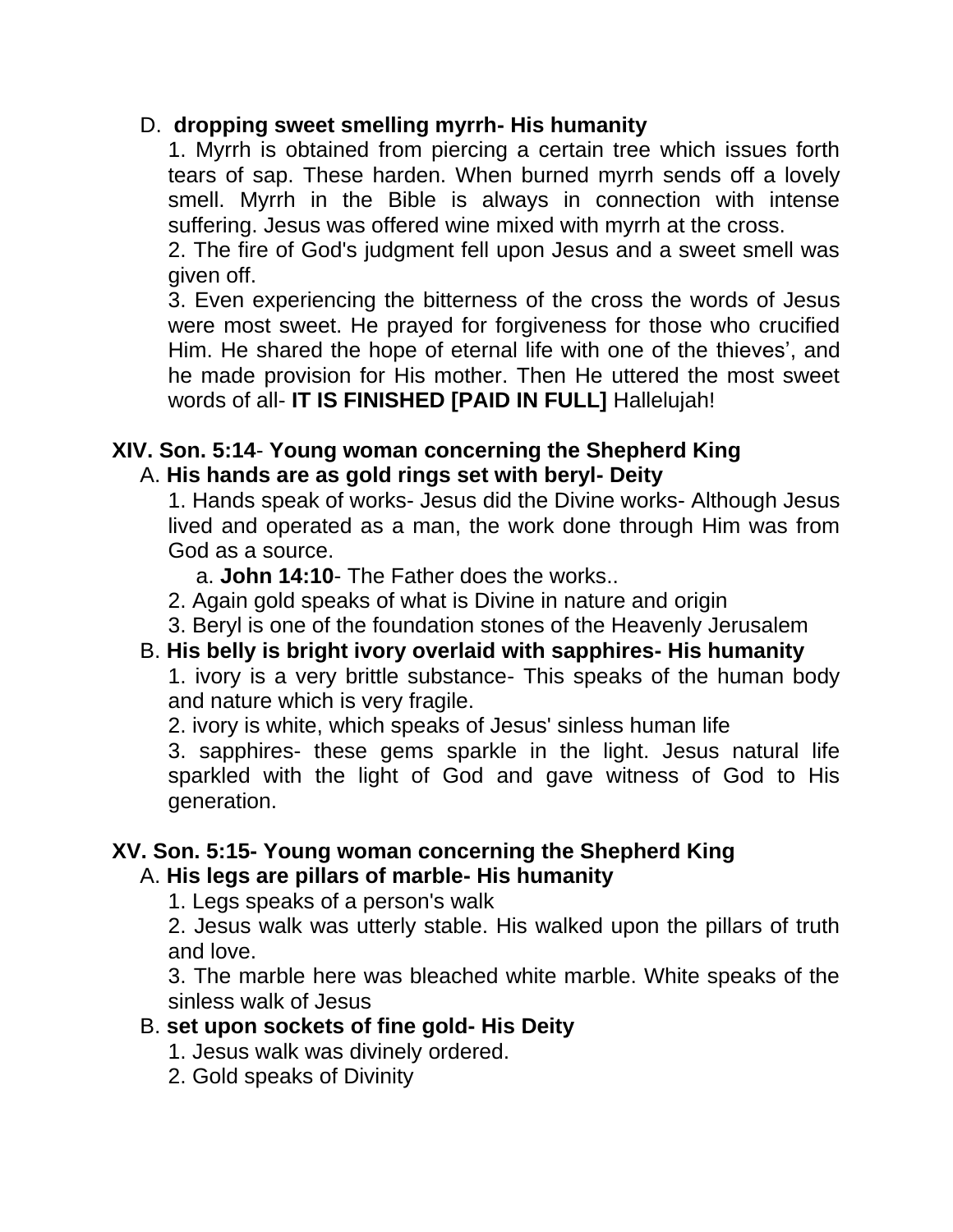D. **dropping sweet smelling myrrh- His humanity**

1. Myrrh is obtained from piercing a certain tree which issues forth tears of sap. These harden. When burned myrrh sends off a lovely smell. Myrrh in the Bible is always in connection with intense suffering. Jesus was offered wine mixed with myrrh at the cross.
2. The fire of God's judgment fell upon Jesus and a sweet smell was given off.
3. Even experiencing the bitterness of the cross the words of Jesus were most sweet. He prayed for forgiveness for those who crucified Him. He shared the hope of eternal life with one of the thieves', and he made provision for His mother. Then He uttered the most sweet words of all- **IT IS FINISHED [PAID IN FULL]** Hallelujah!

## XIV. Son. 5:14- Young woman concerning the Shepherd King

A. **His hands are as gold rings set with beryl- Deity**

1. Hands speak of works- Jesus did the Divine works- Although Jesus lived and operated as a man, the work done through Him was from God as a source.
   a. **John 14:10**- The Father does the works..
2. Again gold speaks of what is Divine in nature and origin
3. Beryl is one of the foundation stones of the Heavenly Jerusalem

B. **His belly is bright ivory overlaid with sapphires- His humanity**

1. ivory is a very brittle substance- This speaks of the human body and nature which is very fragile.
2. ivory is white, which speaks of Jesus' sinless human life
3. sapphires- these gems sparkle in the light. Jesus natural life sparkled with the light of God and gave witness of God to His generation.

## XV. Son. 5:15- Young woman concerning the Shepherd King

A. **His legs are pillars of marble- His humanity**

1. Legs speaks of a person's walk
2. Jesus walk was utterly stable. His walked upon the pillars of truth and love.
3. The marble here was bleached white marble. White speaks of the sinless walk of Jesus

B. **set upon sockets of fine gold- His Deity**

1. Jesus walk was divinely ordered.
2. Gold speaks of Divinity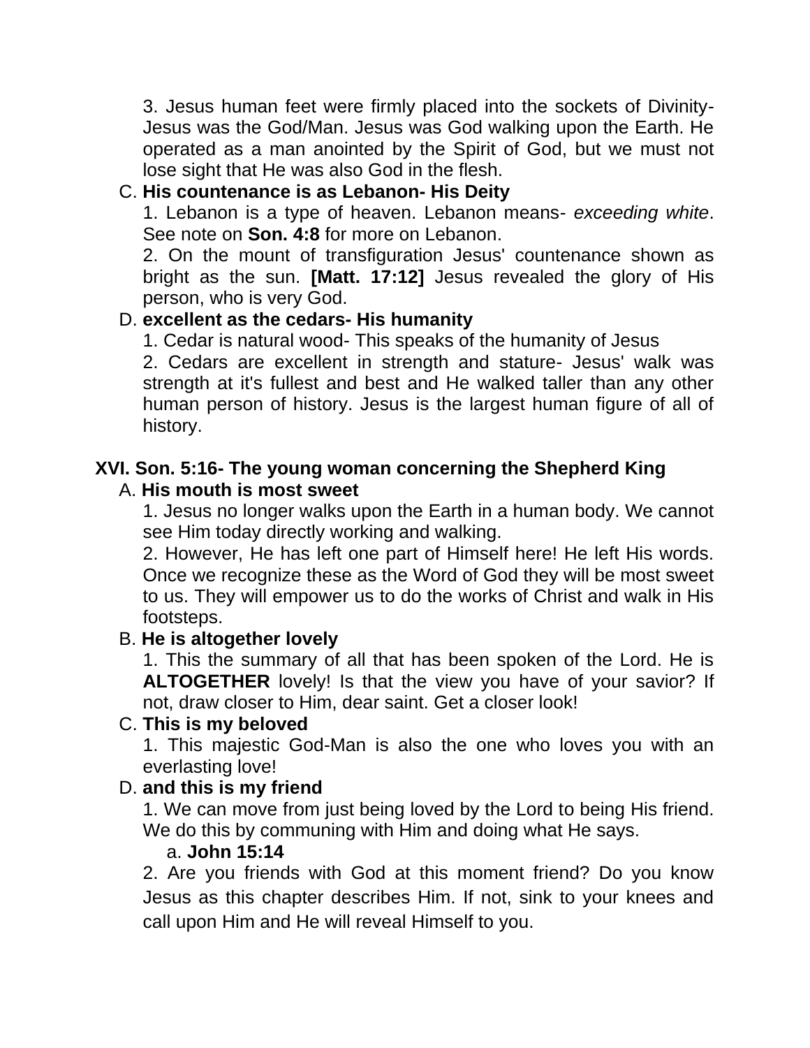3. Jesus human feet were firmly placed into the sockets of Divinity- Jesus was the God/Man. Jesus was God walking upon the Earth. He operated as a man anointed by the Spirit of God, but we must not lose sight that He was also God in the flesh.

C. **His countenance is as Lebanon- His Deity**

1. Lebanon is a type of heaven. Lebanon means- *exceeding white*. See note on **Son. 4:8** for more on Lebanon.

2. On the mount of transfiguration Jesus' countenance shown as bright as the sun. **[Matt. 17:12]** Jesus revealed the glory of His person, who is very God.

D. **excellent as the cedars- His humanity**

1. Cedar is natural wood- This speaks of the humanity of Jesus

2. Cedars are excellent in strength and stature- Jesus' walk was strength at it's fullest and best and He walked taller than any other human person of history. Jesus is the largest human figure of all of history.

## XVI. Son. 5:16- The young woman concerning the Shepherd King

A. **His mouth is most sweet**

1. Jesus no longer walks upon the Earth in a human body. We cannot see Him today directly working and walking.

2. However, He has left one part of Himself here! He left His words. Once we recognize these as the Word of God they will be most sweet to us. They will empower us to do the works of Christ and walk in His footsteps.

B. **He is altogether lovely**

1. This the summary of all that has been spoken of the Lord. He is **ALTOGETHER** lovely! Is that the view you have of your savior? If not, draw closer to Him, dear saint. Get a closer look!

C. **This is my beloved**

1. This majestic God-Man is also the one who loves you with an everlasting love!

D. **and this is my friend**

1. We can move from just being loved by the Lord to being His friend. We do this by communing with Him and doing what He says.

a. **John 15:14**

2. Are you friends with God at this moment friend? Do you know Jesus as this chapter describes Him. If not, sink to your knees and call upon Him and He will reveal Himself to you.